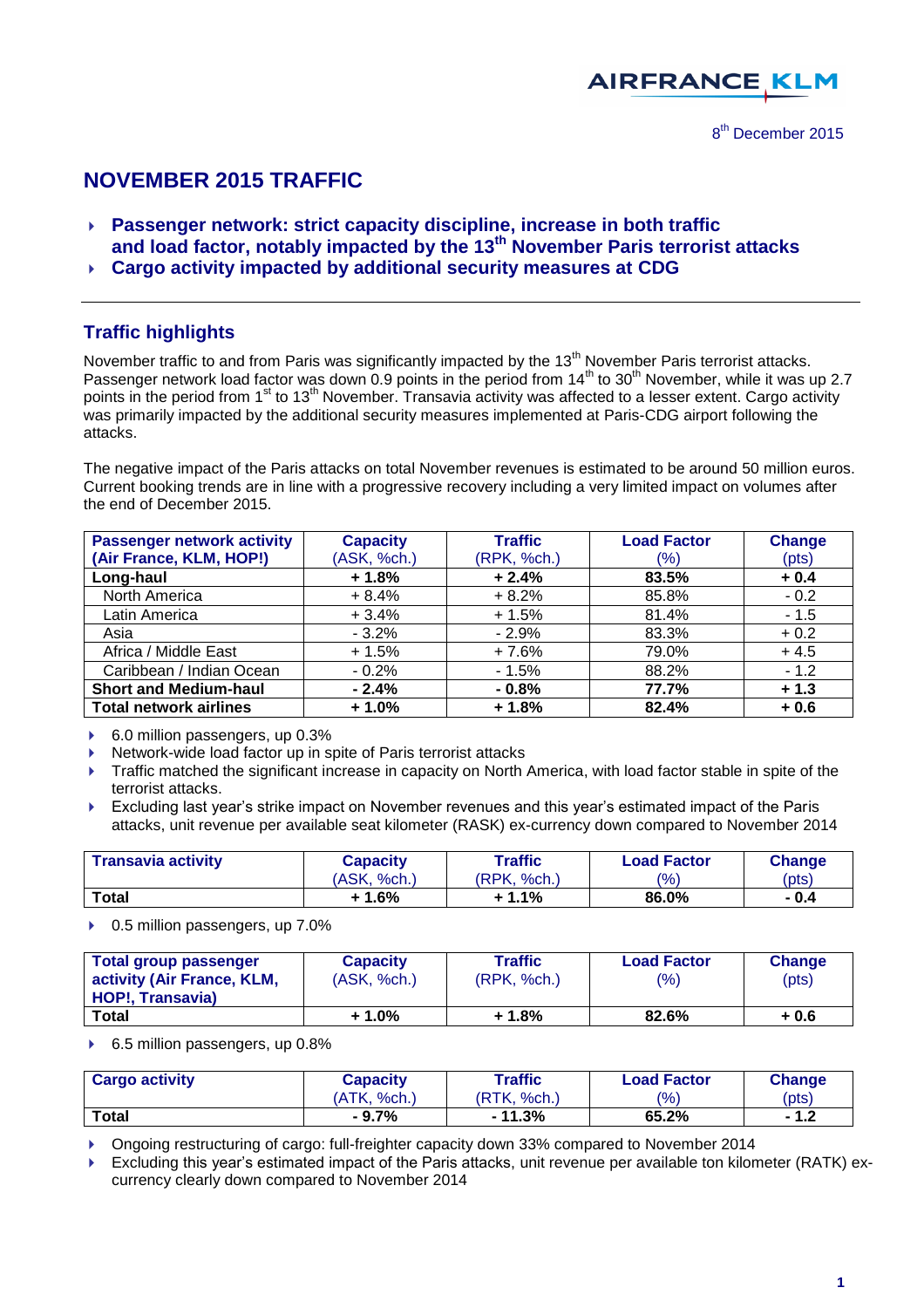AIRFRANCE KLM

8th December 2015

# NOVEMBER 2015 TRAFFIC

- **Passenger network: strict capacity discipline, increase in both traffic and load factor, notably impacted by the 13th November Paris terrorist attacks**
- **Cargo activity impacted by additional security measures at CDG**

## Traffic highlights

November traffic to and from Paris was significantly impacted by the 13th November Paris terrorist attacks. Passenger network load factor was down 0.9 points in the period from 14th to 30th November, while it was up 2.7 points in the period from 1st to 13th November. Transavia activity was affected to a lesser extent. Cargo activity was primarily impacted by the additional security measures implemented at Paris-CDG airport following the attacks.

The negative impact of the Paris attacks on total November revenues is estimated to be around 50 million euros. Current booking trends are in line with a progressive recovery including a very limited impact on volumes after the end of December 2015.

| Passenger network activity (Air France, KLM, HOP!) | Capacity (ASK, %ch.) | Traffic (RPK, %ch.) | Load Factor (%) | Change (pts) |
|---|---|---|---|---|
| **Long-haul** | **+ 1.8%** | **+ 2.4%** | **83.5%** | **+ 0.4** |
| North America | + 8.4% | + 8.2% | 85.8% | - 0.2 |
| Latin America | + 3.4% | + 1.5% | 81.4% | - 1.5 |
| Asia | - 3.2% | - 2.9% | 83.3% | + 0.2 |
| Africa / Middle East | + 1.5% | + 7.6% | 79.0% | + 4.5 |
| Caribbean / Indian Ocean | - 0.2% | - 1.5% | 88.2% | - 1.2 |
| **Short and Medium-haul** | **- 2.4%** | **- 0.8%** | **77.7%** | **+ 1.3** |
| **Total network airlines** | **+ 1.0%** | **+ 1.8%** | **82.4%** | **+ 0.6** |

- 6.0 million passengers, up 0.3%
- Network-wide load factor up in spite of Paris terrorist attacks
- Traffic matched the significant increase in capacity on North America, with load factor stable in spite of the terrorist attacks.
- Excluding last year's strike impact on November revenues and this year's estimated impact of the Paris attacks, unit revenue per available seat kilometer (RASK) ex-currency down compared to November 2014

| Transavia activity | Capacity (ASK, %ch.) | Traffic (RPK, %ch.) | Load Factor (%) | Change (pts) |
|---|---|---|---|---|
| **Total** | **+ 1.6%** | **+ 1.1%** | **86.0%** | **- 0.4** |

- 0.5 million passengers, up 7.0%

| Total group passenger activity (Air France, KLM, HOP!, Transavia) | Capacity (ASK, %ch.) | Traffic (RPK, %ch.) | Load Factor (%) | Change (pts) |
|---|---|---|---|---|
| **Total** | **+ 1.0%** | **+ 1.8%** | **82.6%** | **+ 0.6** |

- 6.5 million passengers, up 0.8%

| Cargo activity | Capacity (ATK, %ch.) | Traffic (RTK, %ch.) | Load Factor (%) | Change (pts) |
|---|---|---|---|---|
| **Total** | **- 9.7%** | **- 11.3%** | **65.2%** | **- 1.2** |

- Ongoing restructuring of cargo: full-freighter capacity down 33% compared to November 2014
- Excluding this year's estimated impact of the Paris attacks, unit revenue per available ton kilometer (RATK) ex-currency clearly down compared to November 2014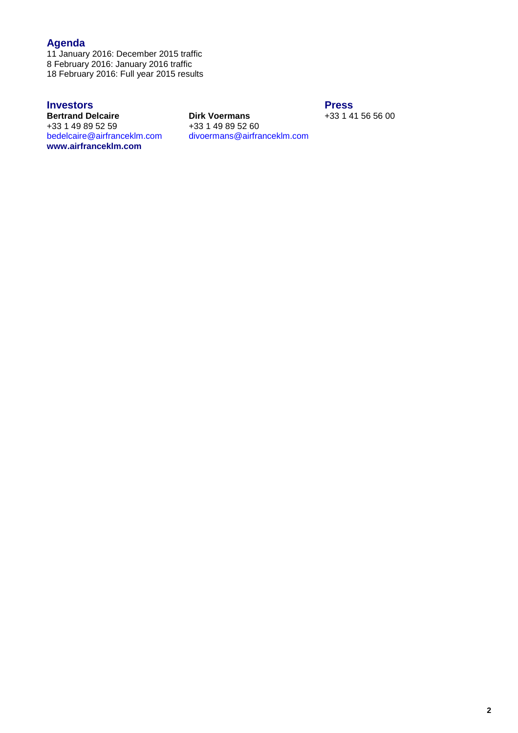## Agenda

11 January 2016: December 2015 traffic
8 February 2016: January 2016 traffic
18 February 2016: Full year 2015 results

## Investors

**Bertrand Delcaire**
+33 1 49 89 52 59
bedelcaire@airfranceklm.com

**Dirk Voermans**
+33 1 49 89 52 60
divoermans@airfranceklm.com

**www.airfranceklm.com**

## Press

+33 1 41 56 56 00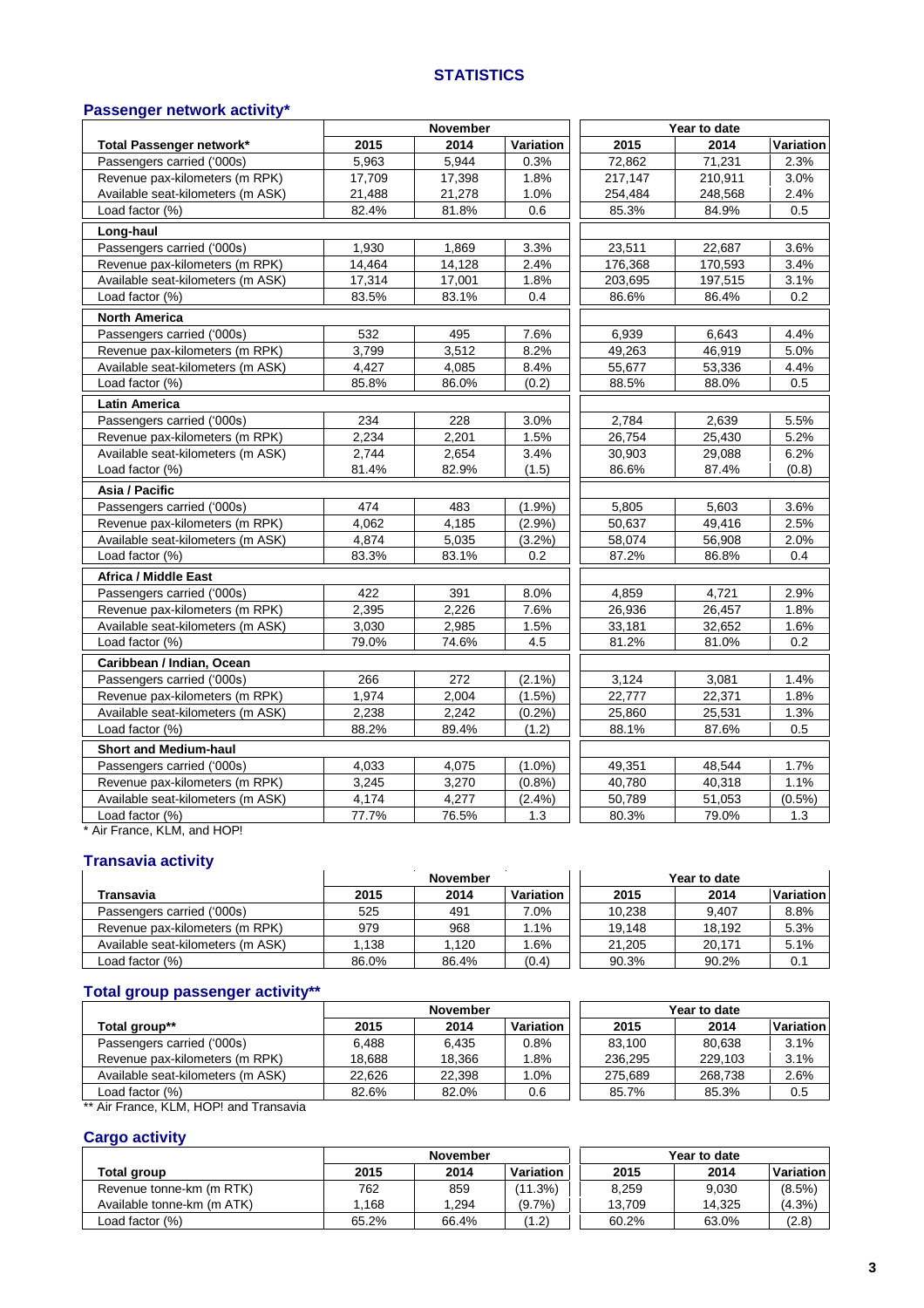# STATISTICS

## Passenger network activity*

| Total Passenger network* | November 2015 | November 2014 | Variation | Year to date 2015 | Year to date 2014 | Variation |
|---|---|---|---|---|---|---|
| Passengers carried ('000s) | 5,963 | 5,944 | 0.3% | 72,862 | 71,231 | 2.3% |
| Revenue pax-kilometers (m RPK) | 17,709 | 17,398 | 1.8% | 217,147 | 210,911 | 3.0% |
| Available seat-kilometers (m ASK) | 21,488 | 21,278 | 1.0% | 254,484 | 248,568 | 2.4% |
| Load factor (%) | 82.4% | 81.8% | 0.6 | 85.3% | 84.9% | 0.5 |
| **Long-haul** | | | | | | |
| Passengers carried ('000s) | 1,930 | 1,869 | 3.3% | 23,511 | 22,687 | 3.6% |
| Revenue pax-kilometers (m RPK) | 14,464 | 14,128 | 2.4% | 176,368 | 170,593 | 3.4% |
| Available seat-kilometers (m ASK) | 17,314 | 17,001 | 1.8% | 203,695 | 197,515 | 3.1% |
| Load factor (%) | 83.5% | 83.1% | 0.4 | 86.6% | 86.4% | 0.2 |
| **North America** | | | | | | |
| Passengers carried ('000s) | 532 | 495 | 7.6% | 6,939 | 6,643 | 4.4% |
| Revenue pax-kilometers (m RPK) | 3,799 | 3,512 | 8.2% | 49,263 | 46,919 | 5.0% |
| Available seat-kilometers (m ASK) | 4,427 | 4,085 | 8.4% | 55,677 | 53,336 | 4.4% |
| Load factor (%) | 85.8% | 86.0% | (0.2) | 88.5% | 88.0% | 0.5 |
| **Latin America** | | | | | | |
| Passengers carried ('000s) | 234 | 228 | 3.0% | 2,784 | 2,639 | 5.5% |
| Revenue pax-kilometers (m RPK) | 2,234 | 2,201 | 1.5% | 26,754 | 25,430 | 5.2% |
| Available seat-kilometers (m ASK) | 2,744 | 2,654 | 3.4% | 30,903 | 29,088 | 6.2% |
| Load factor (%) | 81.4% | 82.9% | (1.5) | 86.6% | 87.4% | (0.8) |
| **Asia / Pacific** | | | | | | |
| Passengers carried ('000s) | 474 | 483 | (1.9%) | 5,805 | 5,603 | 3.6% |
| Revenue pax-kilometers (m RPK) | 4,062 | 4,185 | (2.9%) | 50,637 | 49,416 | 2.5% |
| Available seat-kilometers (m ASK) | 4,874 | 5,035 | (3.2%) | 58,074 | 56,908 | 2.0% |
| Load factor (%) | 83.3% | 83.1% | 0.2 | 87.2% | 86.8% | 0.4 |
| **Africa / Middle East** | | | | | | |
| Passengers carried ('000s) | 422 | 391 | 8.0% | 4,859 | 4,721 | 2.9% |
| Revenue pax-kilometers (m RPK) | 2,395 | 2,226 | 7.6% | 26,936 | 26,457 | 1.8% |
| Available seat-kilometers (m ASK) | 3,030 | 2,985 | 1.5% | 33,181 | 32,652 | 1.6% |
| Load factor (%) | 79.0% | 74.6% | 4.5 | 81.2% | 81.0% | 0.2 |
| **Caribbean / Indian, Ocean** | | | | | | |
| Passengers carried ('000s) | 266 | 272 | (2.1%) | 3,124 | 3,081 | 1.4% |
| Revenue pax-kilometers (m RPK) | 1,974 | 2,004 | (1.5%) | 22,777 | 22,371 | 1.8% |
| Available seat-kilometers (m ASK) | 2,238 | 2,242 | (0.2%) | 25,860 | 25,531 | 1.3% |
| Load factor (%) | 88.2% | 89.4% | (1.2) | 88.1% | 87.6% | 0.5 |
| **Short and Medium-haul** | | | | | | |
| Passengers carried ('000s) | 4,033 | 4,075 | (1.0%) | 49,351 | 48,544 | 1.7% |
| Revenue pax-kilometers (m RPK) | 3,245 | 3,270 | (0.8%) | 40,780 | 40,318 | 1.1% |
| Available seat-kilometers (m ASK) | 4,174 | 4,277 | (2.4%) | 50,789 | 51,053 | (0.5%) |
| Load factor (%) | 77.7% | 76.5% | 1.3 | 80.3% | 79.0% | 1.3 |

* Air France, KLM, and HOP!

## Transavia activity

| Transavia | November 2015 | November 2014 | Variation | Year to date 2015 | Year to date 2014 | Variation |
|---|---|---|---|---|---|---|
| Passengers carried ('000s) | 525 | 491 | 7.0% | 10,238 | 9,407 | 8.8% |
| Revenue pax-kilometers (m RPK) | 979 | 968 | 1.1% | 19,148 | 18,192 | 5.3% |
| Available seat-kilometers (m ASK) | 1,138 | 1,120 | 1.6% | 21,205 | 20,171 | 5.1% |
| Load factor (%) | 86.0% | 86.4% | (0.4) | 90.3% | 90.2% | 0.1 |

## Total group passenger activity**

| Total group** | November 2015 | November 2014 | Variation | Year to date 2015 | Year to date 2014 | Variation |
|---|---|---|---|---|---|---|
| Passengers carried ('000s) | 6,488 | 6,435 | 0.8% | 83,100 | 80,638 | 3.1% |
| Revenue pax-kilometers (m RPK) | 18,688 | 18,366 | 1.8% | 236,295 | 229,103 | 3.1% |
| Available seat-kilometers (m ASK) | 22,626 | 22,398 | 1.0% | 275,689 | 268,738 | 2.6% |
| Load factor (%) | 82.6% | 82.0% | 0.6 | 85.7% | 85.3% | 0.5 |

** Air France, KLM, HOP! and Transavia

## Cargo activity

| Total group | November 2015 | November 2014 | Variation | Year to date 2015 | Year to date 2014 | Variation |
|---|---|---|---|---|---|---|
| Revenue tonne-km (m RTK) | 762 | 859 | (11.3%) | 8,259 | 9,030 | (8.5%) |
| Available tonne-km (m ATK) | 1,168 | 1,294 | (9.7%) | 13,709 | 14,325 | (4.3%) |
| Load factor (%) | 65.2% | 66.4% | (1.2) | 60.2% | 63.0% | (2.8) |